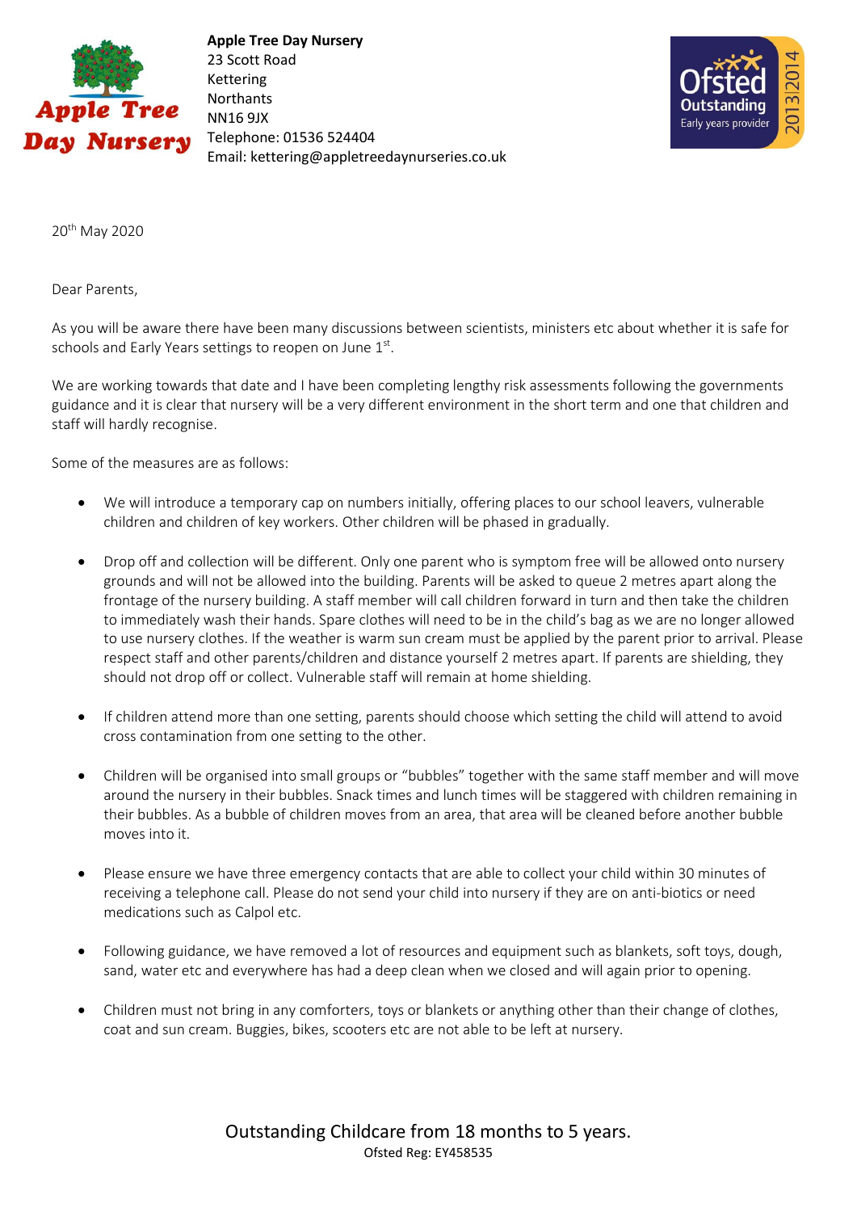**Apple Tree Day Nursery**
23 Scott Road
Kettering
Northants
NN16 9JX
Telephone: 01536 524404
Email: kettering@appletreedaynurseries.co.uk

20th May 2020

Dear Parents,

As you will be aware there have been many discussions between scientists, ministers etc about whether it is safe for schools and Early Years settings to reopen on June 1st.

We are working towards that date and I have been completing lengthy risk assessments following the governments guidance and it is clear that nursery will be a very different environment in the short term and one that children and staff will hardly recognise.

Some of the measures are as follows:

- We will introduce a temporary cap on numbers initially, offering places to our school leavers, vulnerable children and children of key workers. Other children will be phased in gradually.

- Drop off and collection will be different. Only one parent who is symptom free will be allowed onto nursery grounds and will not be allowed into the building. Parents will be asked to queue 2 metres apart along the frontage of the nursery building. A staff member will call children forward in turn and then take the children to immediately wash their hands. Spare clothes will need to be in the child's bag as we are no longer allowed to use nursery clothes. If the weather is warm sun cream must be applied by the parent prior to arrival. Please respect staff and other parents/children and distance yourself 2 metres apart. If parents are shielding, they should not drop off or collect. Vulnerable staff will remain at home shielding.

- If children attend more than one setting, parents should choose which setting the child will attend to avoid cross contamination from one setting to the other.

- Children will be organised into small groups or "bubbles" together with the same staff member and will move around the nursery in their bubbles. Snack times and lunch times will be staggered with children remaining in their bubbles. As a bubble of children moves from an area, that area will be cleaned before another bubble moves into it.

- Please ensure we have three emergency contacts that are able to collect your child within 30 minutes of receiving a telephone call. Please do not send your child into nursery if they are on anti-biotics or need medications such as Calpol etc.

- Following guidance, we have removed a lot of resources and equipment such as blankets, soft toys, dough, sand, water etc and everywhere has had a deep clean when we closed and will again prior to opening.

- Children must not bring in any comforters, toys or blankets or anything other than their change of clothes, coat and sun cream. Buggies, bikes, scooters etc are not able to be left at nursery.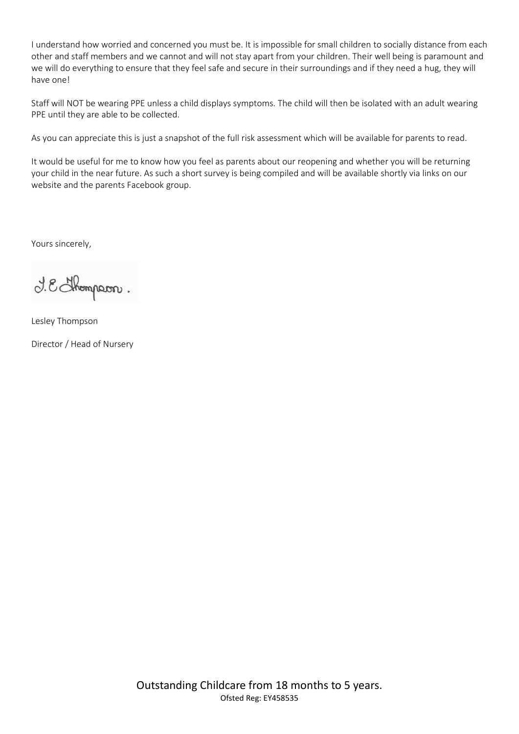I understand how worried and concerned you must be. It is impossible for small children to socially distance from each other and staff members and we cannot and will not stay apart from your children. Their well being is paramount and we will do everything to ensure that they feel safe and secure in their surroundings and if they need a hug, they will have one!

Staff will NOT be wearing PPE unless a child displays symptoms. The child will then be isolated with an adult wearing PPE until they are able to be collected.

As you can appreciate this is just a snapshot of the full risk assessment which will be available for parents to read.

It would be useful for me to know how you feel as parents about our reopening and whether you will be returning your child in the near future. As such a short survey is being compiled and will be available shortly via links on our website and the parents Facebook group.

Yours sincerely,

L.E Thompson.

Lesley Thompson

Director / Head of Nursery

Outstanding Childcare from 18 months to 5 years.

Ofsted Reg: EY458535